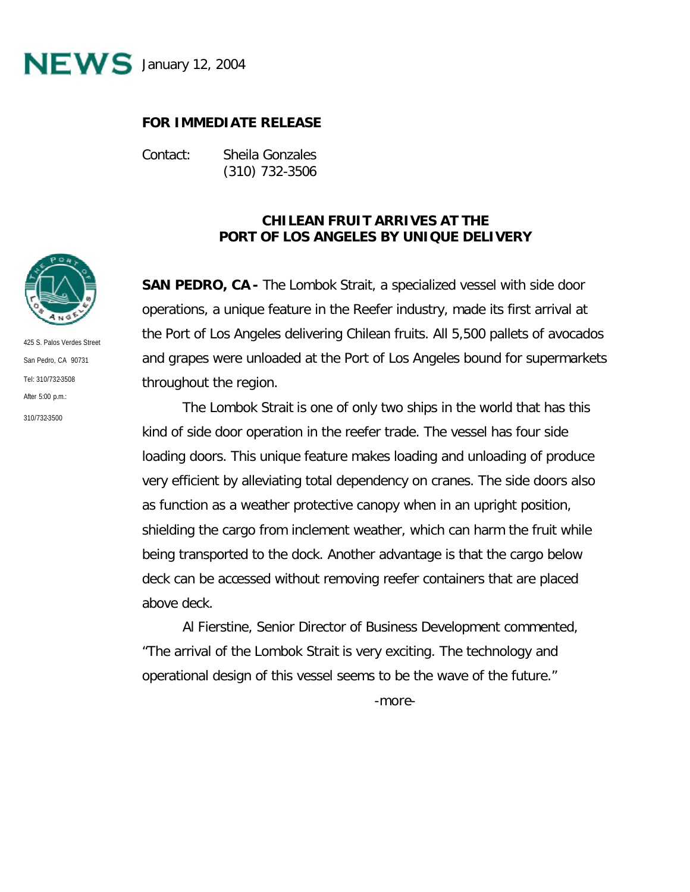**NEWS** January 12, 2004

**FOR IMMEDIATE RELEASE**

Contact: Sheila Gonzales
(310) 732-3506

425 S. Palos Verdes Street
San Pedro, CA 90731
Tel: 310/732-3508
After 5:00 p.m.:
310/732-3500

## CHILEAN FRUIT ARRIVES AT THE PORT OF LOS ANGELES BY UNIQUE DELIVERY

**SAN PEDRO, CA -** The Lombok Strait, a specialized vessel with side door operations, a unique feature in the Reefer industry, made its first arrival at the Port of Los Angeles delivering Chilean fruits. All 5,500 pallets of avocados and grapes were unloaded at the Port of Los Angeles bound for supermarkets throughout the region.

The Lombok Strait is one of only two ships in the world that has this kind of side door operation in the reefer trade. The vessel has four side loading doors. This unique feature makes loading and unloading of produce very efficient by alleviating total dependency on cranes. The side doors also as function as a weather protective canopy when in an upright position, shielding the cargo from inclement weather, which can harm the fruit while being transported to the dock. Another advantage is that the cargo below deck can be accessed without removing reefer containers that are placed above deck.

Al Fierstine, Senior Director of Business Development commented, "The arrival of the Lombok Strait is very exciting. The technology and operational design of this vessel seems to be the wave of the future."

-more-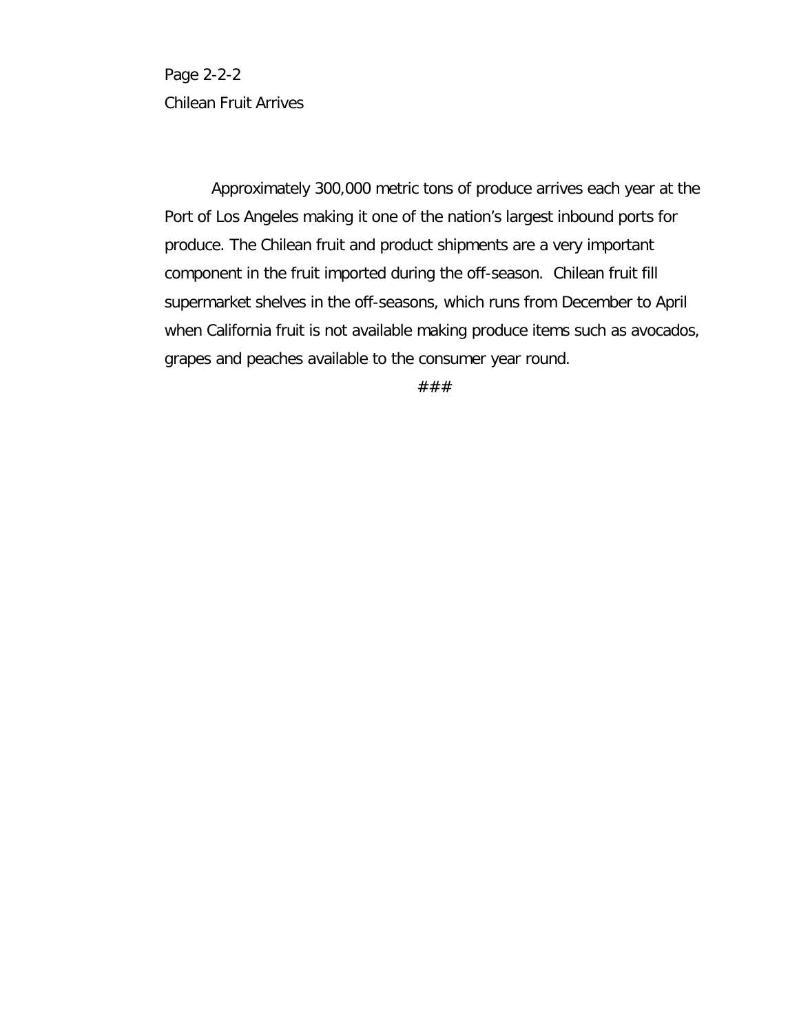Approximately 300,000 metric tons of produce arrives each year at the Port of Los Angeles making it one of the nation's largest inbound ports for produce. The Chilean fruit and product shipments are a very important component in the fruit imported during the off-season. Chilean fruit fill supermarket shelves in the off-seasons, which runs from December to April when California fruit is not available making produce items such as avocados, grapes and peaches available to the consumer year round.

###